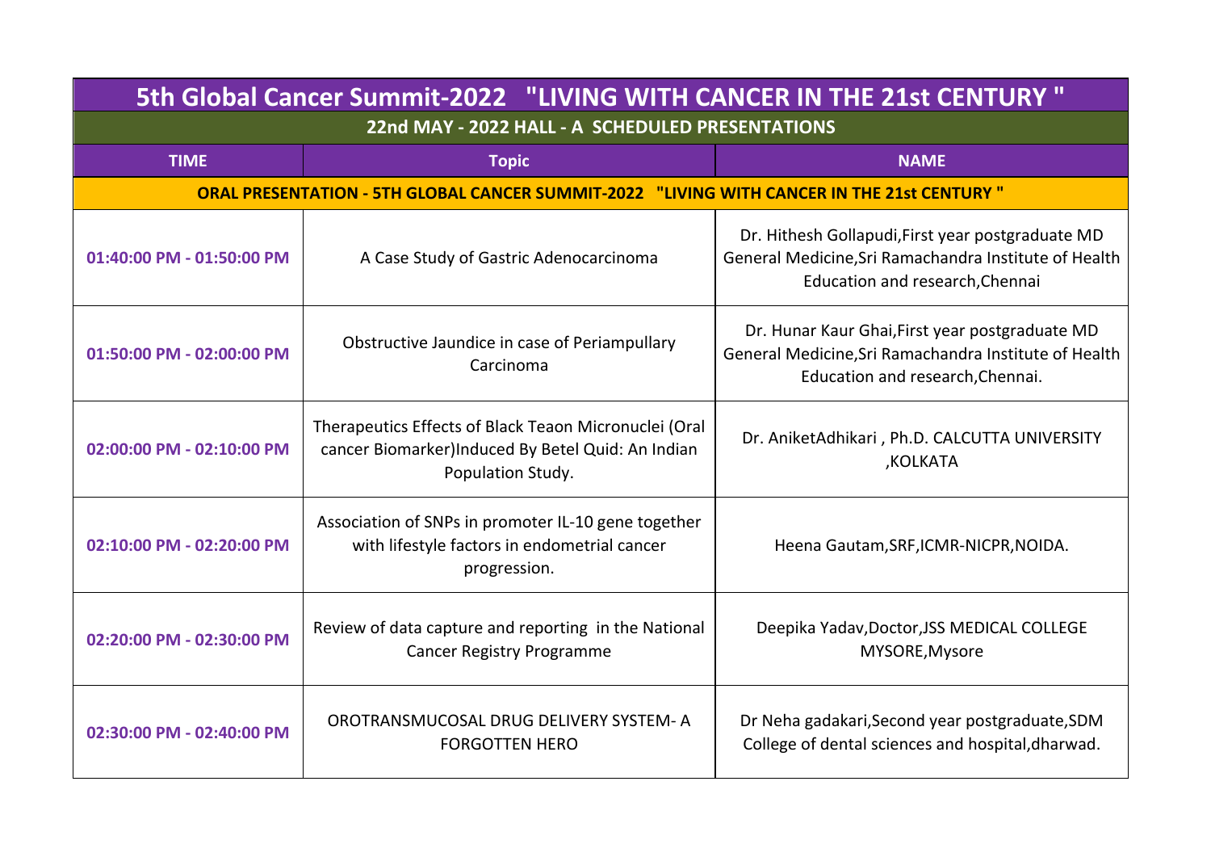# 5th Global Cancer Summit-2022 "LIVING WITH CANCER IN THE 21st CENTURY "

## 22nd MAY - 2022 HALL - A SCHEDULED PRESENTATIONS

| TIME | Topic | NAME |
|---|---|---|
| **ORAL PRESENTATION - 5TH GLOBAL CANCER SUMMIT-2022 "LIVING WITH CANCER IN THE 21st CENTURY "** | | |
| 01:40:00 PM - 01:50:00 PM | A Case Study of Gastric Adenocarcinoma | Dr. Hithesh Gollapudi,First year postgraduate MD General Medicine,Sri Ramachandra Institute of Health Education and research,Chennai |
| 01:50:00 PM - 02:00:00 PM | Obstructive Jaundice in case of Periampullary Carcinoma | Dr. Hunar Kaur Ghai,First year postgraduate MD General Medicine,Sri Ramachandra Institute of Health Education and research,Chennai. |
| 02:00:00 PM - 02:10:00 PM | Therapeutics Effects of Black Teaon Micronuclei (Oral cancer Biomarker)Induced By Betel Quid: An Indian Population Study. | Dr. AniketAdhikari , Ph.D. CALCUTTA UNIVERSITY ,KOLKATA |
| 02:10:00 PM - 02:20:00 PM | Association of SNPs in promoter IL-10 gene together with lifestyle factors in endometrial cancer progression. | Heena Gautam,SRF,ICMR-NICPR,NOIDA. |
| 02:20:00 PM - 02:30:00 PM | Review of data capture and reporting in the National Cancer Registry Programme | Deepika Yadav,Doctor,JSS MEDICAL COLLEGE MYSORE,Mysore |
| 02:30:00 PM - 02:40:00 PM | OROTRANSMUCOSAL DRUG DELIVERY SYSTEM- A FORGOTTEN HERO | Dr Neha gadakari,Second year postgraduate,SDM College of dental sciences and hospital,dharwad. |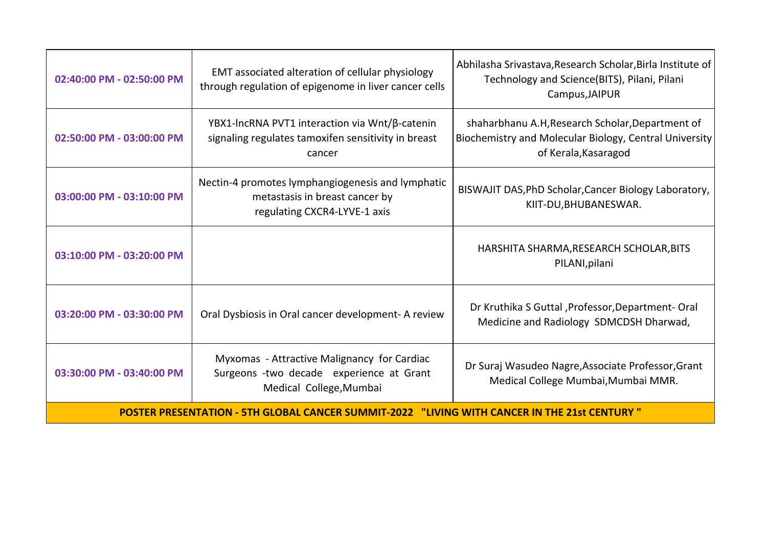| 02:40:00 PM - 02:50:00 PM | EMT associated alteration of cellular physiology through regulation of epigenome in liver cancer cells | Abhilasha Srivastava,Research Scholar,Birla Institute of Technology and Science(BITS), Pilani, Pilani Campus,JAIPUR |
|---|---|---|
| 02:50:00 PM - 03:00:00 PM | YBX1-lncRNA PVT1 interaction via Wnt/β-catenin signaling regulates tamoxifen sensitivity in breast cancer | shaharbhanu A.H,Research Scholar,Department of Biochemistry and Molecular Biology, Central University of Kerala,Kasaragod |
| 03:00:00 PM - 03:10:00 PM | Nectin-4 promotes lymphangiogenesis and lymphatic metastasis in breast cancer by regulating CXCR4-LYVE-1 axis | BISWAJIT DAS,PhD Scholar,Cancer Biology Laboratory, KIIT-DU,BHUBANESWAR. |
| 03:10:00 PM - 03:20:00 PM | | HARSHITA SHARMA,RESEARCH SCHOLAR,BITS PILANI,pilani |
| 03:20:00 PM - 03:30:00 PM | Oral Dysbiosis in Oral cancer development- A review | Dr Kruthika S Guttal ,Professor,Department- Oral Medicine and Radiology SDMCDSH Dharwad, |
| 03:30:00 PM - 03:40:00 PM | Myxomas - Attractive Malignancy for Cardiac Surgeons -two decade experience at Grant Medical College,Mumbai | Dr Suraj Wasudeo Nagre,Associate Professor,Grant Medical College Mumbai,Mumbai MMR. |

**POSTER PRESENTATION - 5TH GLOBAL CANCER SUMMIT-2022 "LIVING WITH CANCER IN THE 21st CENTURY "**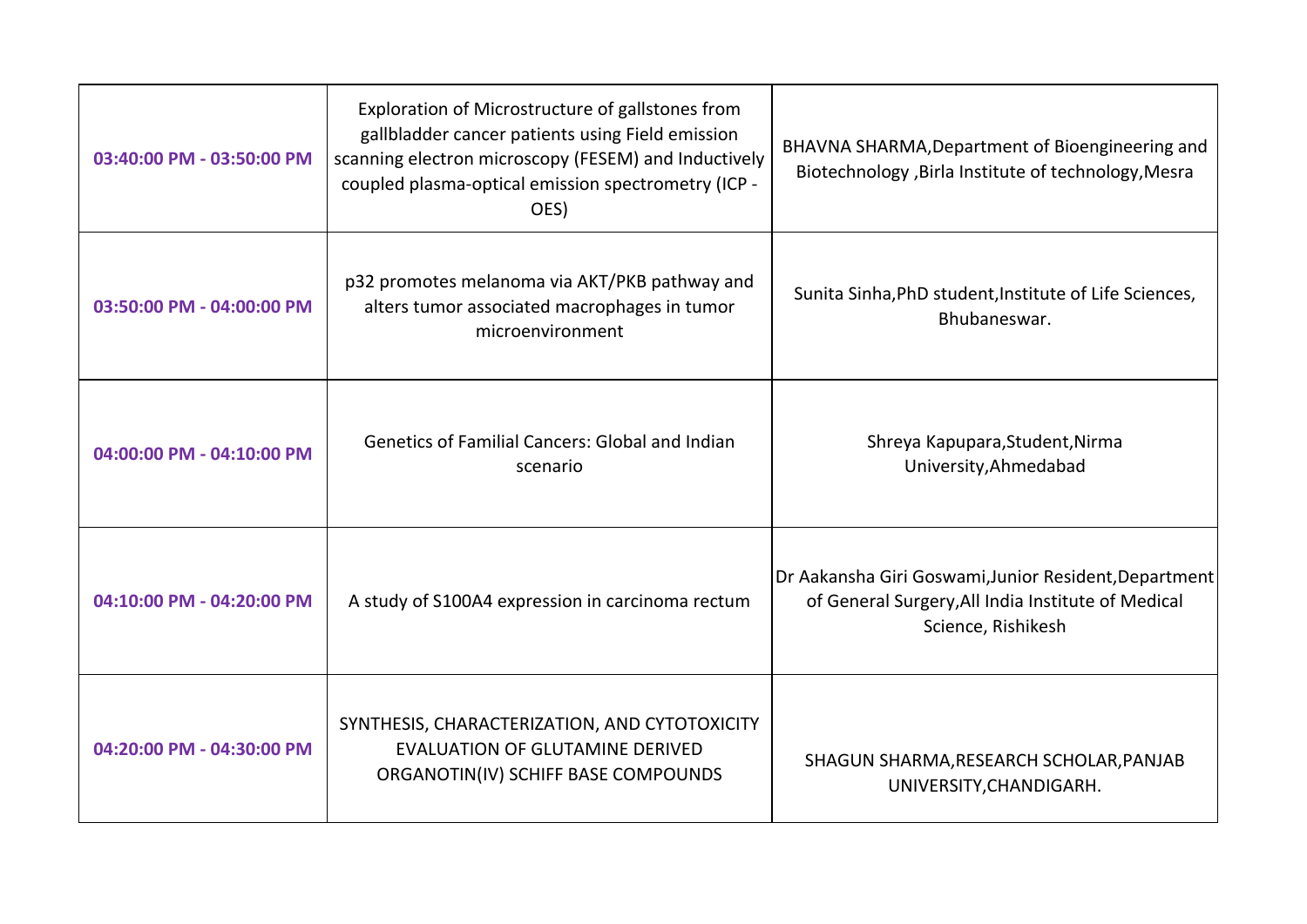| 03:40:00 PM - 03:50:00 PM | Exploration of Microstructure of gallstones from gallbladder cancer patients using Field emission scanning electron microscopy (FESEM) and Inductively coupled plasma-optical emission spectrometry (ICP - OES) | BHAVNA SHARMA,Department of Bioengineering and Biotechnology ,Birla Institute of technology,Mesra |
|---|---|---|
| 03:50:00 PM - 04:00:00 PM | p32 promotes melanoma via AKT/PKB pathway and alters tumor associated macrophages in tumor microenvironment | Sunita Sinha,PhD student,Institute of Life Sciences, Bhubaneswar. |
| 04:00:00 PM - 04:10:00 PM | Genetics of Familial Cancers: Global and Indian scenario | Shreya Kapupara,Student,Nirma University,Ahmedabad |
| 04:10:00 PM - 04:20:00 PM | A study of S100A4 expression in carcinoma rectum | Dr Aakansha Giri Goswami,Junior Resident,Department of General Surgery,All India Institute of Medical Science, Rishikesh |
| 04:20:00 PM - 04:30:00 PM | SYNTHESIS, CHARACTERIZATION, AND CYTOTOXICITY EVALUATION OF GLUTAMINE DERIVED ORGANOTIN(IV) SCHIFF BASE COMPOUNDS | SHAGUN SHARMA,RESEARCH SCHOLAR,PANJAB UNIVERSITY,CHANDIGARH. |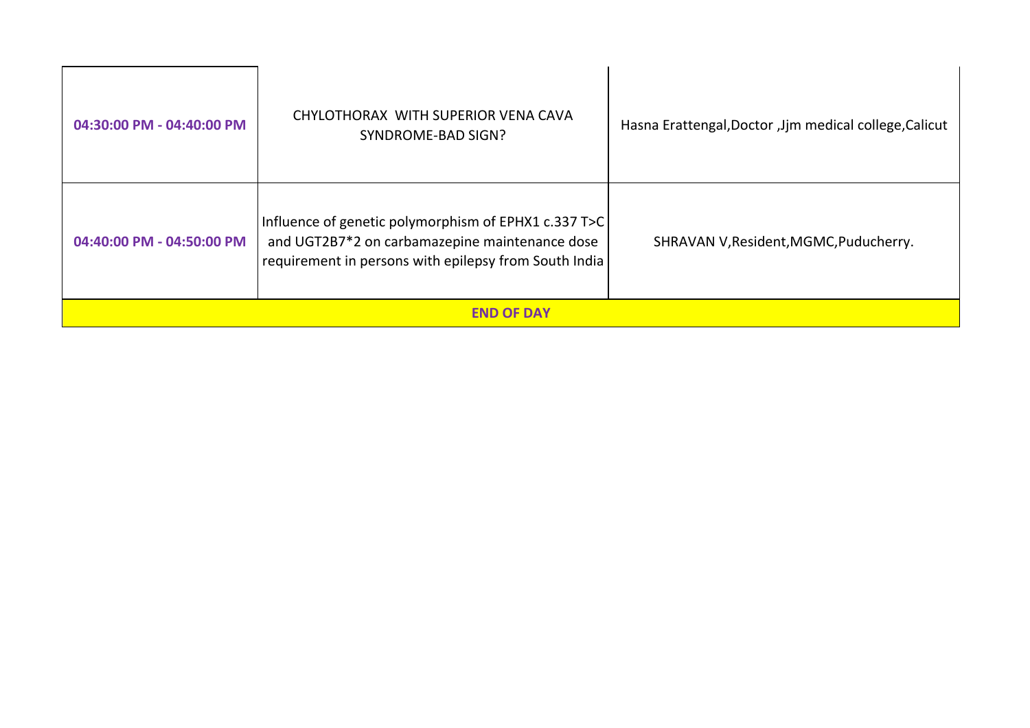| | | |
|---|---|---|
| **04:30:00 PM - 04:40:00 PM** | CHYLOTHORAX WITH SUPERIOR VENA CAVA SYNDROME-BAD SIGN? | Hasna Erattengal,Doctor ,Jjm medical college,Calicut |
| **04:40:00 PM - 04:50:00 PM** | Influence of genetic polymorphism of EPHX1 c.337 T>C and UGT2B7*2 on carbamazepine maintenance dose requirement in persons with epilepsy from South India | SHRAVAN V,Resident,MGMC,Puducherry. |
| **END OF DAY** | | |